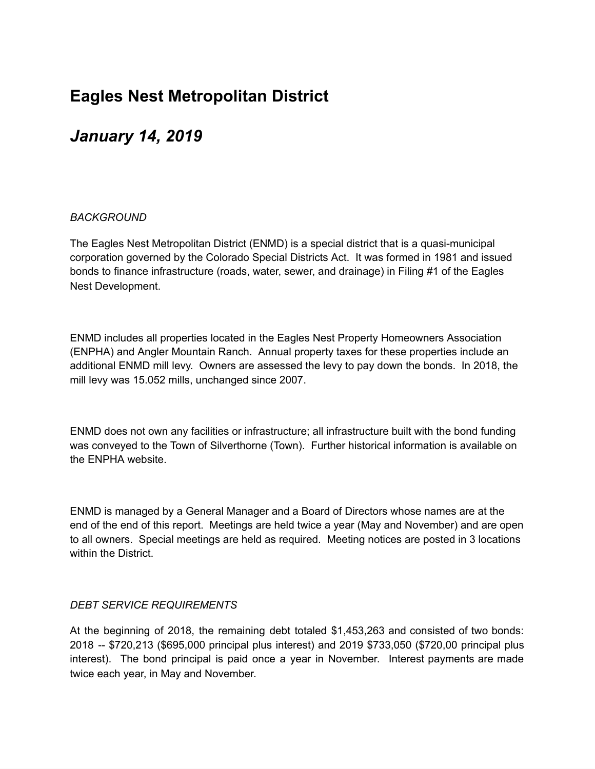# Eagles Nest Metropolitan District

## *January 14, 2019*

*BACKGROUND*

The Eagles Nest Metropolitan District (ENMD) is a special district that is a quasi-municipal corporation governed by the Colorado Special Districts Act. It was formed in 1981 and issued bonds to finance infrastructure (roads, water, sewer, and drainage) in Filing #1 of the Eagles Nest Development.

ENMD includes all properties located in the Eagles Nest Property Homeowners Association (ENPHA) and Angler Mountain Ranch. Annual property taxes for these properties include an additional ENMD mill levy. Owners are assessed the levy to pay down the bonds. In 2018, the mill levy was 15.052 mills, unchanged since 2007.

ENMD does not own any facilities or infrastructure; all infrastructure built with the bond funding was conveyed to the Town of Silverthorne (Town). Further historical information is available on the ENPHA website.

ENMD is managed by a General Manager and a Board of Directors whose names are at the end of the end of this report. Meetings are held twice a year (May and November) and are open to all owners. Special meetings are held as required. Meeting notices are posted in 3 locations within the District.

*DEBT SERVICE REQUIREMENTS*

At the beginning of 2018, the remaining debt totaled $1,453,263 and consisted of two bonds: 2018 -- $720,213 ($695,000 principal plus interest) and 2019 $733,050 ($720,00 principal plus interest). The bond principal is paid once a year in November. Interest payments are made twice each year, in May and November.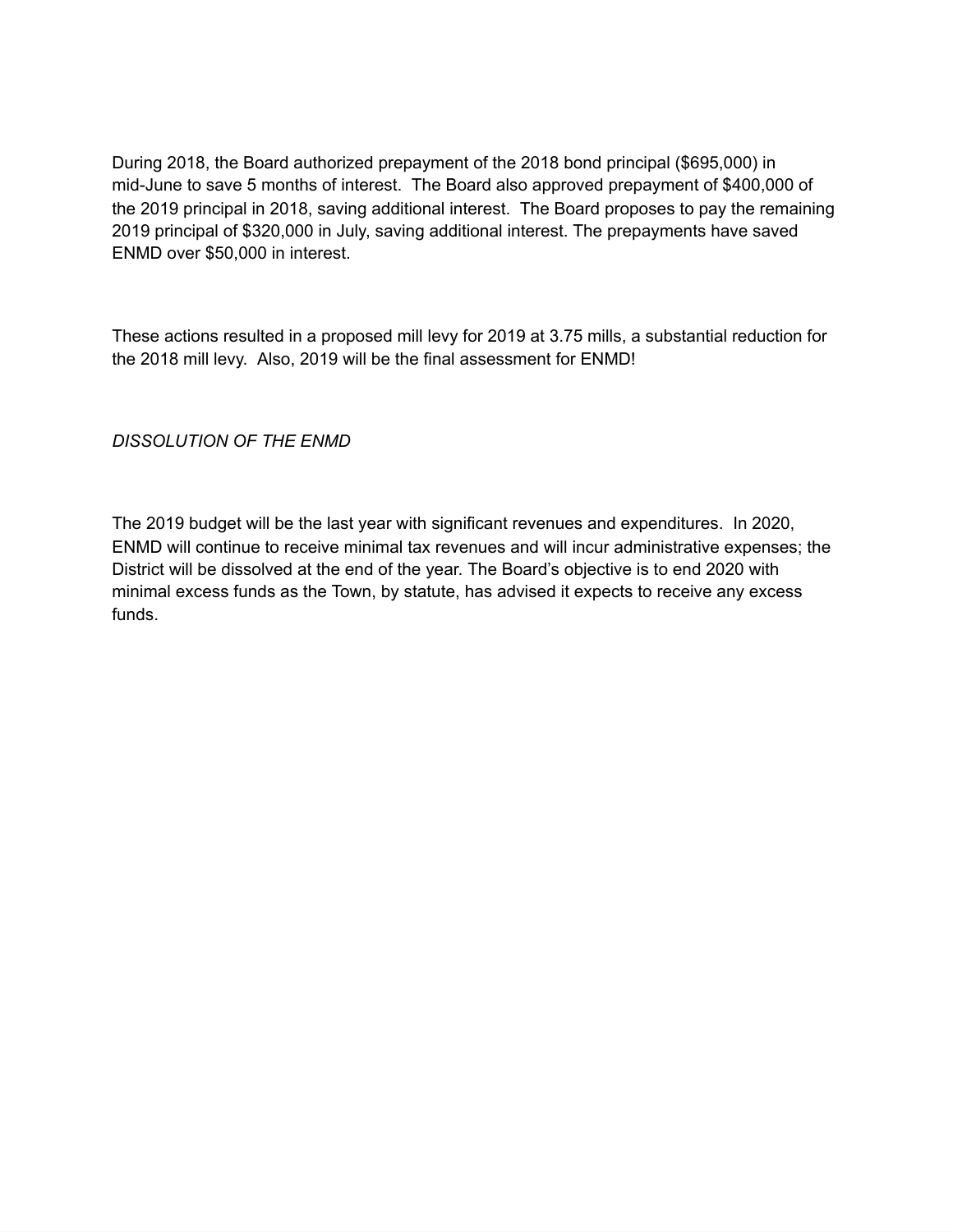During 2018, the Board authorized prepayment of the 2018 bond principal ($695,000) in mid-June to save 5 months of interest. The Board also approved prepayment of $400,000 of the 2019 principal in 2018, saving additional interest. The Board proposes to pay the remaining 2019 principal of $320,000 in July, saving additional interest. The prepayments have saved ENMD over $50,000 in interest.

These actions resulted in a proposed mill levy for 2019 at 3.75 mills, a substantial reduction for the 2018 mill levy. Also, 2019 will be the final assessment for ENMD!

*DISSOLUTION OF THE ENMD*

The 2019 budget will be the last year with significant revenues and expenditures. In 2020, ENMD will continue to receive minimal tax revenues and will incur administrative expenses; the District will be dissolved at the end of the year. The Board's objective is to end 2020 with minimal excess funds as the Town, by statute, has advised it expects to receive any excess funds.